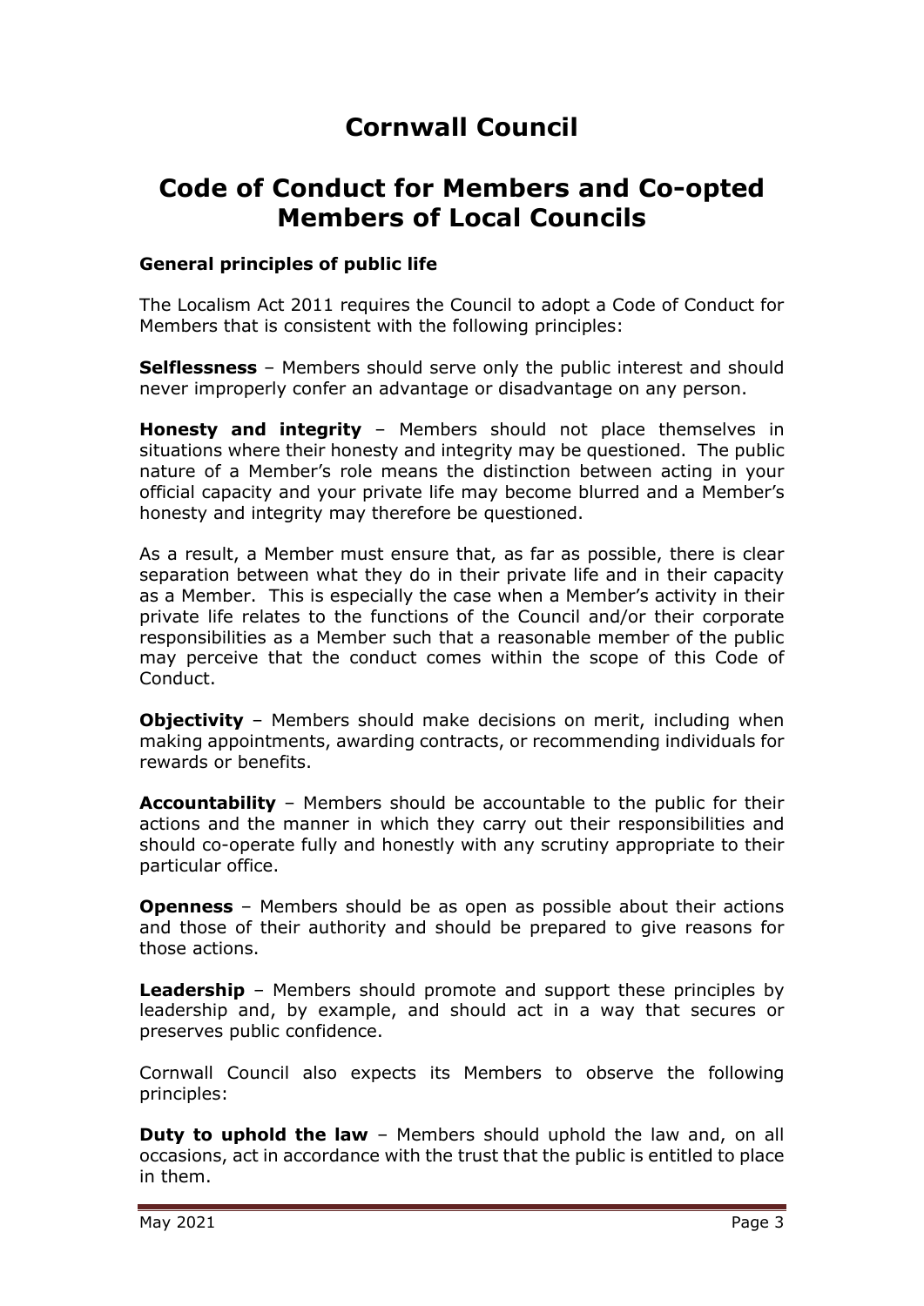# Cornwall Council

# Code of Conduct for Members and Co-opted Members of Local Councils

**General principles of public life**

The Localism Act 2011 requires the Council to adopt a Code of Conduct for Members that is consistent with the following principles:

**Selflessness** – Members should serve only the public interest and should never improperly confer an advantage or disadvantage on any person.

**Honesty and integrity** – Members should not place themselves in situations where their honesty and integrity may be questioned. The public nature of a Member's role means the distinction between acting in your official capacity and your private life may become blurred and a Member's honesty and integrity may therefore be questioned.

As a result, a Member must ensure that, as far as possible, there is clear separation between what they do in their private life and in their capacity as a Member. This is especially the case when a Member's activity in their private life relates to the functions of the Council and/or their corporate responsibilities as a Member such that a reasonable member of the public may perceive that the conduct comes within the scope of this Code of Conduct.

**Objectivity** – Members should make decisions on merit, including when making appointments, awarding contracts, or recommending individuals for rewards or benefits.

**Accountability** – Members should be accountable to the public for their actions and the manner in which they carry out their responsibilities and should co-operate fully and honestly with any scrutiny appropriate to their particular office.

**Openness** – Members should be as open as possible about their actions and those of their authority and should be prepared to give reasons for those actions.

**Leadership** – Members should promote and support these principles by leadership and, by example, and should act in a way that secures or preserves public confidence.

Cornwall Council also expects its Members to observe the following principles:

**Duty to uphold the law** – Members should uphold the law and, on all occasions, act in accordance with the trust that the public is entitled to place in them.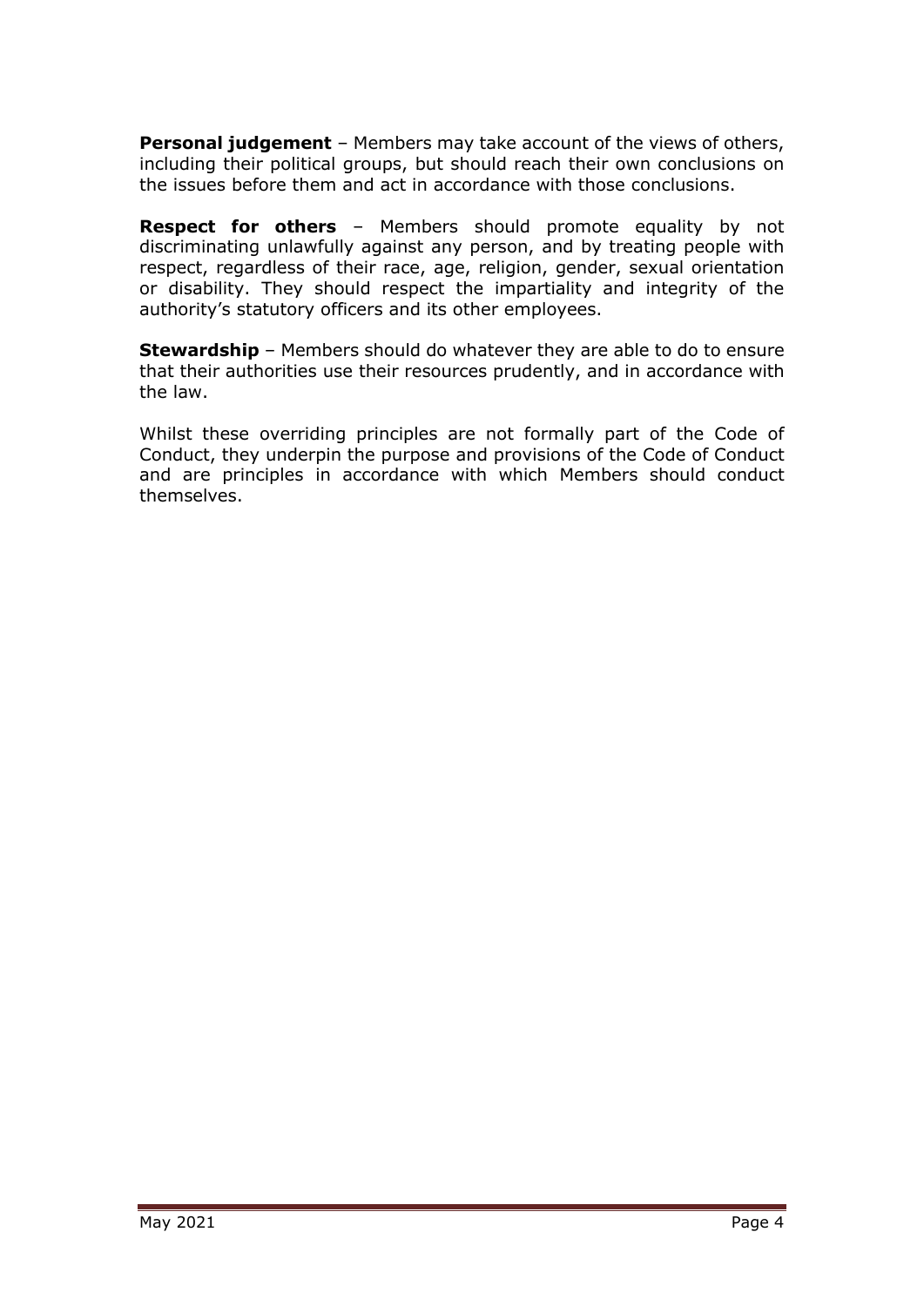**Personal judgement** – Members may take account of the views of others, including their political groups, but should reach their own conclusions on the issues before them and act in accordance with those conclusions.

**Respect for others** – Members should promote equality by not discriminating unlawfully against any person, and by treating people with respect, regardless of their race, age, religion, gender, sexual orientation or disability. They should respect the impartiality and integrity of the authority's statutory officers and its other employees.

**Stewardship** – Members should do whatever they are able to do to ensure that their authorities use their resources prudently, and in accordance with the law.

Whilst these overriding principles are not formally part of the Code of Conduct, they underpin the purpose and provisions of the Code of Conduct and are principles in accordance with which Members should conduct themselves.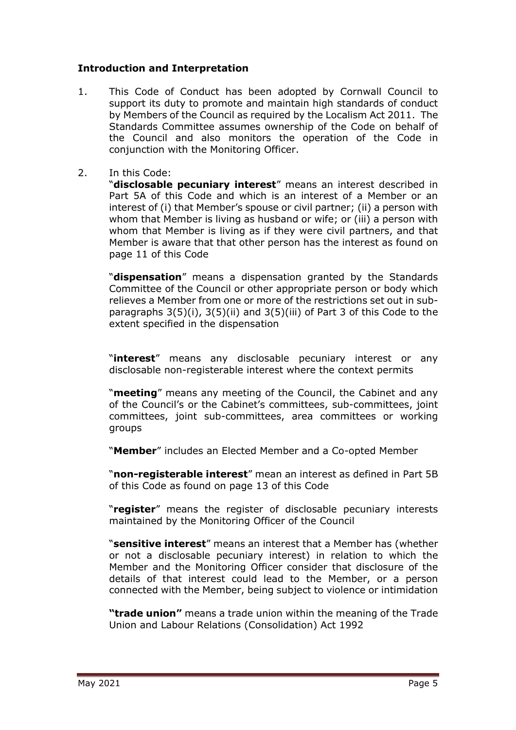**Introduction and Interpretation**

1. This Code of Conduct has been adopted by Cornwall Council to support its duty to promote and maintain high standards of conduct by Members of the Council as required by the Localism Act 2011. The Standards Committee assumes ownership of the Code on behalf of the Council and also monitors the operation of the Code in conjunction with the Monitoring Officer.

2. In this Code:

   "**disclosable pecuniary interest**" means an interest described in Part 5A of this Code and which is an interest of a Member or an interest of (i) that Member's spouse or civil partner; (ii) a person with whom that Member is living as husband or wife; or (iii) a person with whom that Member is living as if they were civil partners, and that Member is aware that that other person has the interest as found on page 11 of this Code

   "**dispensation**" means a dispensation granted by the Standards Committee of the Council or other appropriate person or body which relieves a Member from one or more of the restrictions set out in sub-paragraphs 3(5)(i), 3(5)(ii) and 3(5)(iii) of Part 3 of this Code to the extent specified in the dispensation

   "**interest**" means any disclosable pecuniary interest or any disclosable non-registerable interest where the context permits

   "**meeting**" means any meeting of the Council, the Cabinet and any of the Council's or the Cabinet's committees, sub-committees, joint committees, joint sub-committees, area committees or working groups

   "**Member**" includes an Elected Member and a Co-opted Member

   "**non-registerable interest**" mean an interest as defined in Part 5B of this Code as found on page 13 of this Code

   "**register**" means the register of disclosable pecuniary interests maintained by the Monitoring Officer of the Council

   "**sensitive interest**" means an interest that a Member has (whether or not a disclosable pecuniary interest) in relation to which the Member and the Monitoring Officer consider that disclosure of the details of that interest could lead to the Member, or a person connected with the Member, being subject to violence or intimidation

   **"trade union"** means a trade union within the meaning of the Trade Union and Labour Relations (Consolidation) Act 1992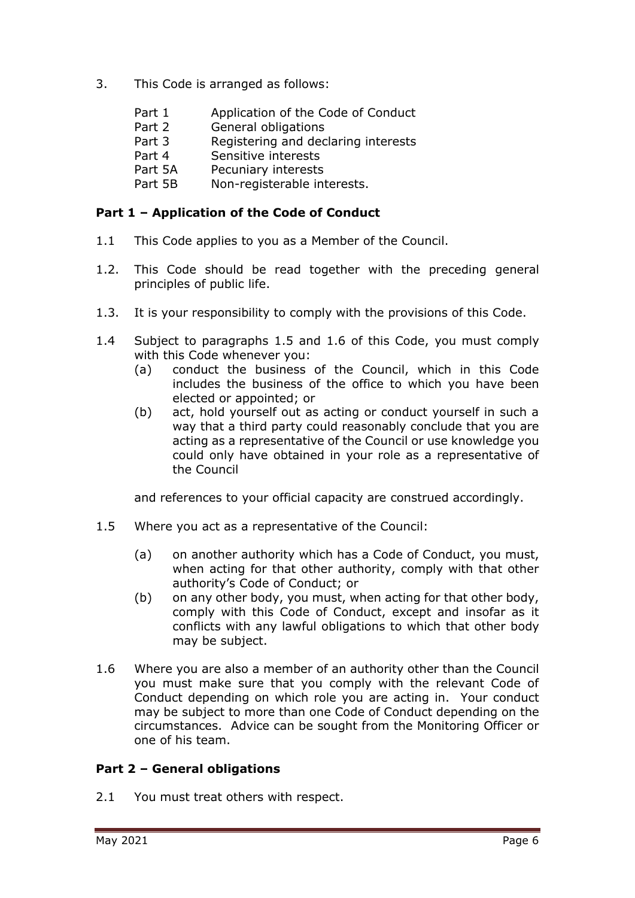3. This Code is arranged as follows:

   Part 1 Application of the Code of Conduct
   Part 2 General obligations
   Part 3 Registering and declaring interests
   Part 4 Sensitive interests
   Part 5A Pecuniary interests
   Part 5B Non-registerable interests.

## Part 1 – Application of the Code of Conduct

1.1 This Code applies to you as a Member of the Council.

1.2. This Code should be read together with the preceding general principles of public life.

1.3. It is your responsibility to comply with the provisions of this Code.

1.4 Subject to paragraphs 1.5 and 1.6 of this Code, you must comply with this Code whenever you:

   (a) conduct the business of the Council, which in this Code includes the business of the office to which you have been elected or appointed; or
   (b) act, hold yourself out as acting or conduct yourself in such a way that a third party could reasonably conclude that you are acting as a representative of the Council or use knowledge you could only have obtained in your role as a representative of the Council

   and references to your official capacity are construed accordingly.

1.5 Where you act as a representative of the Council:

   (a) on another authority which has a Code of Conduct, you must, when acting for that other authority, comply with that other authority's Code of Conduct; or
   (b) on any other body, you must, when acting for that other body, comply with this Code of Conduct, except and insofar as it conflicts with any lawful obligations to which that other body may be subject.

1.6 Where you are also a member of an authority other than the Council you must make sure that you comply with the relevant Code of Conduct depending on which role you are acting in. Your conduct may be subject to more than one Code of Conduct depending on the circumstances. Advice can be sought from the Monitoring Officer or one of his team.

## Part 2 – General obligations

2.1 You must treat others with respect.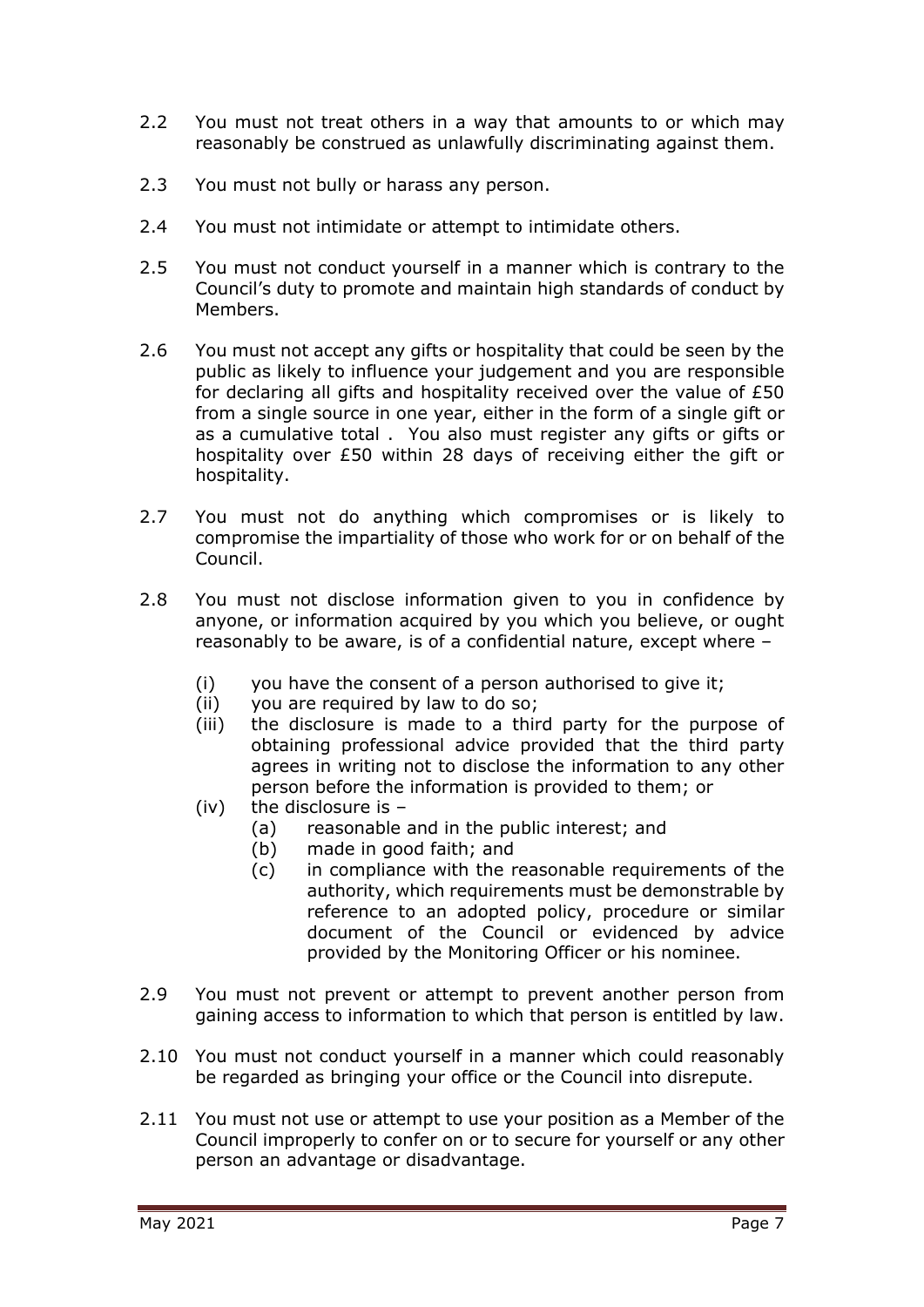2.2 You must not treat others in a way that amounts to or which may reasonably be construed as unlawfully discriminating against them.

2.3 You must not bully or harass any person.

2.4 You must not intimidate or attempt to intimidate others.

2.5 You must not conduct yourself in a manner which is contrary to the Council's duty to promote and maintain high standards of conduct by Members.

2.6 You must not accept any gifts or hospitality that could be seen by the public as likely to influence your judgement and you are responsible for declaring all gifts and hospitality received over the value of £50 from a single source in one year, either in the form of a single gift or as a cumulative total . You also must register any gifts or gifts or hospitality over £50 within 28 days of receiving either the gift or hospitality.

2.7 You must not do anything which compromises or is likely to compromise the impartiality of those who work for or on behalf of the Council.

2.8 You must not disclose information given to you in confidence by anyone, or information acquired by you which you believe, or ought reasonably to be aware, is of a confidential nature, except where –

- (i) you have the consent of a person authorised to give it;
- (ii) you are required by law to do so;
- (iii) the disclosure is made to a third party for the purpose of obtaining professional advice provided that the third party agrees in writing not to disclose the information to any other person before the information is provided to them; or
- (iv) the disclosure is –
  - (a) reasonable and in the public interest; and
  - (b) made in good faith; and
  - (c) in compliance with the reasonable requirements of the authority, which requirements must be demonstrable by reference to an adopted policy, procedure or similar document of the Council or evidenced by advice provided by the Monitoring Officer or his nominee.

2.9 You must not prevent or attempt to prevent another person from gaining access to information to which that person is entitled by law.

2.10 You must not conduct yourself in a manner which could reasonably be regarded as bringing your office or the Council into disrepute.

2.11 You must not use or attempt to use your position as a Member of the Council improperly to confer on or to secure for yourself or any other person an advantage or disadvantage.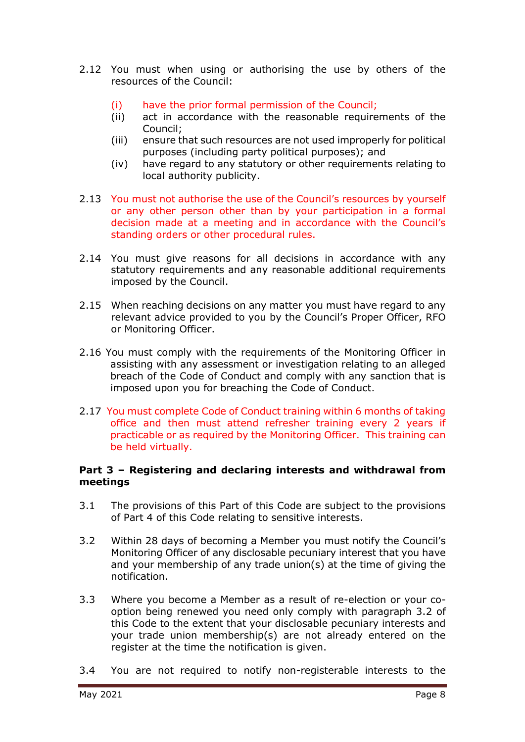2.12 You must when using or authorising the use by others of the resources of the Council:

- (i) have the prior formal permission of the Council;
- (ii) act in accordance with the reasonable requirements of the Council;
- (iii) ensure that such resources are not used improperly for political purposes (including party political purposes); and
- (iv) have regard to any statutory or other requirements relating to local authority publicity.

2.13 You must not authorise the use of the Council's resources by yourself or any other person other than by your participation in a formal decision made at a meeting and in accordance with the Council's standing orders or other procedural rules.

2.14 You must give reasons for all decisions in accordance with any statutory requirements and any reasonable additional requirements imposed by the Council.

2.15 When reaching decisions on any matter you must have regard to any relevant advice provided to you by the Council's Proper Officer, RFO or Monitoring Officer.

2.16 You must comply with the requirements of the Monitoring Officer in assisting with any assessment or investigation relating to an alleged breach of the Code of Conduct and comply with any sanction that is imposed upon you for breaching the Code of Conduct.

2.17 You must complete Code of Conduct training within 6 months of taking office and then must attend refresher training every 2 years if practicable or as required by the Monitoring Officer. This training can be held virtually.

**Part 3 – Registering and declaring interests and withdrawal from meetings**

3.1 The provisions of this Part of this Code are subject to the provisions of Part 4 of this Code relating to sensitive interests.

3.2 Within 28 days of becoming a Member you must notify the Council's Monitoring Officer of any disclosable pecuniary interest that you have and your membership of any trade union(s) at the time of giving the notification.

3.3 Where you become a Member as a result of re-election or your co-option being renewed you need only comply with paragraph 3.2 of this Code to the extent that your disclosable pecuniary interests and your trade union membership(s) are not already entered on the register at the time the notification is given.

3.4 You are not required to notify non-registerable interests to the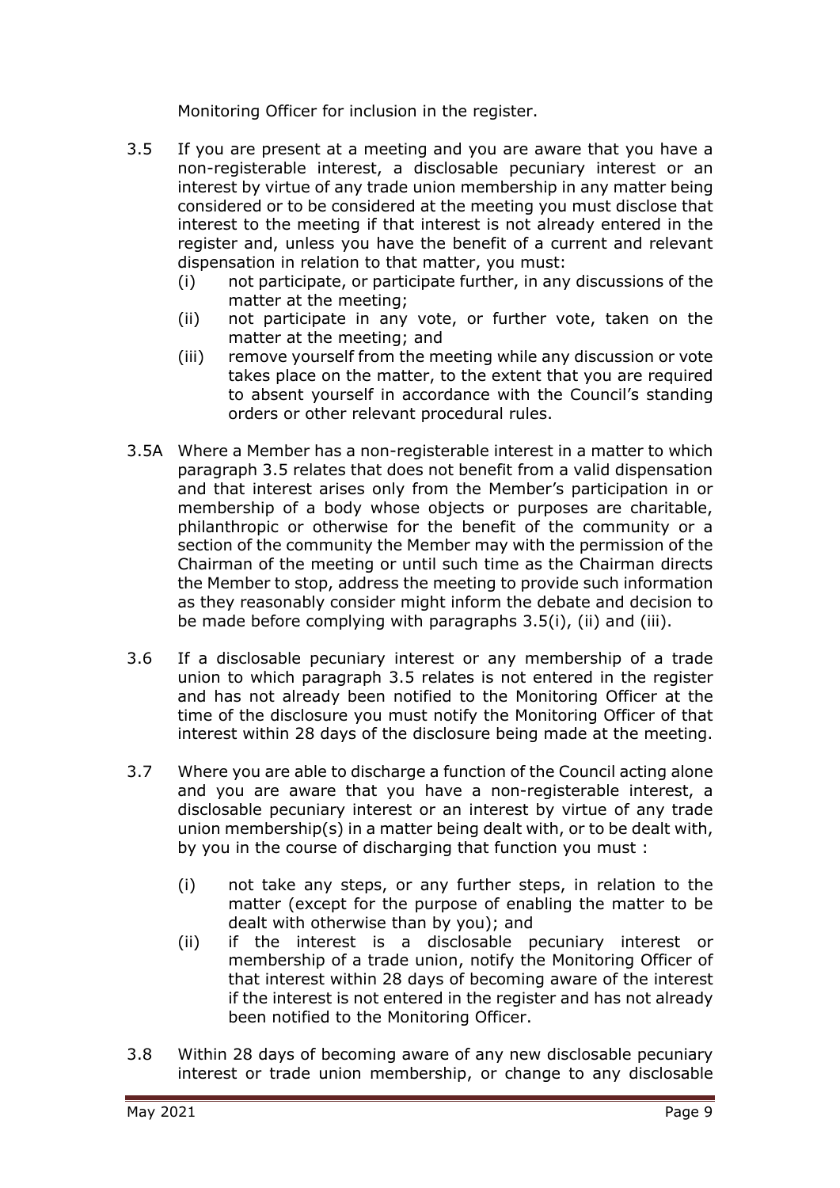Monitoring Officer for inclusion in the register.

3.5 If you are present at a meeting and you are aware that you have a non-registerable interest, a disclosable pecuniary interest or an interest by virtue of any trade union membership in any matter being considered or to be considered at the meeting you must disclose that interest to the meeting if that interest is not already entered in the register and, unless you have the benefit of a current and relevant dispensation in relation to that matter, you must:

(i) not participate, or participate further, in any discussions of the matter at the meeting;
(ii) not participate in any vote, or further vote, taken on the matter at the meeting; and
(iii) remove yourself from the meeting while any discussion or vote takes place on the matter, to the extent that you are required to absent yourself in accordance with the Council's standing orders or other relevant procedural rules.

3.5A Where a Member has a non-registerable interest in a matter to which paragraph 3.5 relates that does not benefit from a valid dispensation and that interest arises only from the Member's participation in or membership of a body whose objects or purposes are charitable, philanthropic or otherwise for the benefit of the community or a section of the community the Member may with the permission of the Chairman of the meeting or until such time as the Chairman directs the Member to stop, address the meeting to provide such information as they reasonably consider might inform the debate and decision to be made before complying with paragraphs 3.5(i), (ii) and (iii).

3.6 If a disclosable pecuniary interest or any membership of a trade union to which paragraph 3.5 relates is not entered in the register and has not already been notified to the Monitoring Officer at the time of the disclosure you must notify the Monitoring Officer of that interest within 28 days of the disclosure being made at the meeting.

3.7 Where you are able to discharge a function of the Council acting alone and you are aware that you have a non-registerable interest, a disclosable pecuniary interest or an interest by virtue of any trade union membership(s) in a matter being dealt with, or to be dealt with, by you in the course of discharging that function you must :

(i) not take any steps, or any further steps, in relation to the matter (except for the purpose of enabling the matter to be dealt with otherwise than by you); and
(ii) if the interest is a disclosable pecuniary interest or membership of a trade union, notify the Monitoring Officer of that interest within 28 days of becoming aware of the interest if the interest is not entered in the register and has not already been notified to the Monitoring Officer.

3.8 Within 28 days of becoming aware of any new disclosable pecuniary interest or trade union membership, or change to any disclosable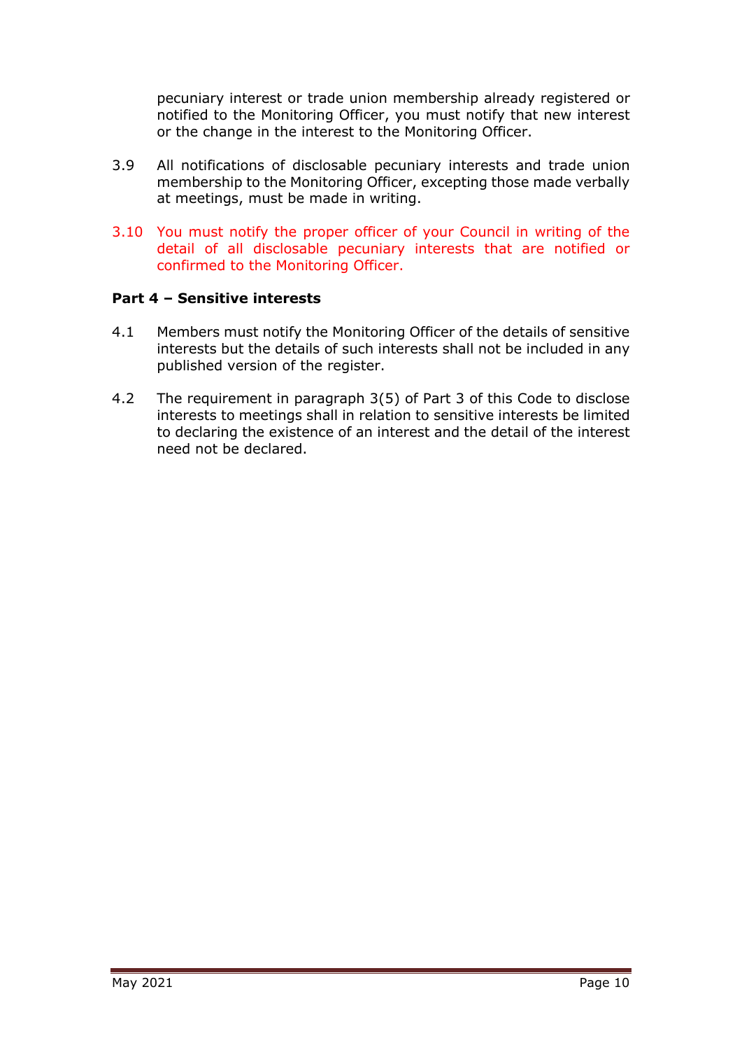pecuniary interest or trade union membership already registered or notified to the Monitoring Officer, you must notify that new interest or the change in the interest to the Monitoring Officer.

3.9 All notifications of disclosable pecuniary interests and trade union membership to the Monitoring Officer, excepting those made verbally at meetings, must be made in writing.

3.10 You must notify the proper officer of your Council in writing of the detail of all disclosable pecuniary interests that are notified or confirmed to the Monitoring Officer.

**Part 4 – Sensitive interests**

4.1 Members must notify the Monitoring Officer of the details of sensitive interests but the details of such interests shall not be included in any published version of the register.

4.2 The requirement in paragraph 3(5) of Part 3 of this Code to disclose interests to meetings shall in relation to sensitive interests be limited to declaring the existence of an interest and the detail of the interest need not be declared.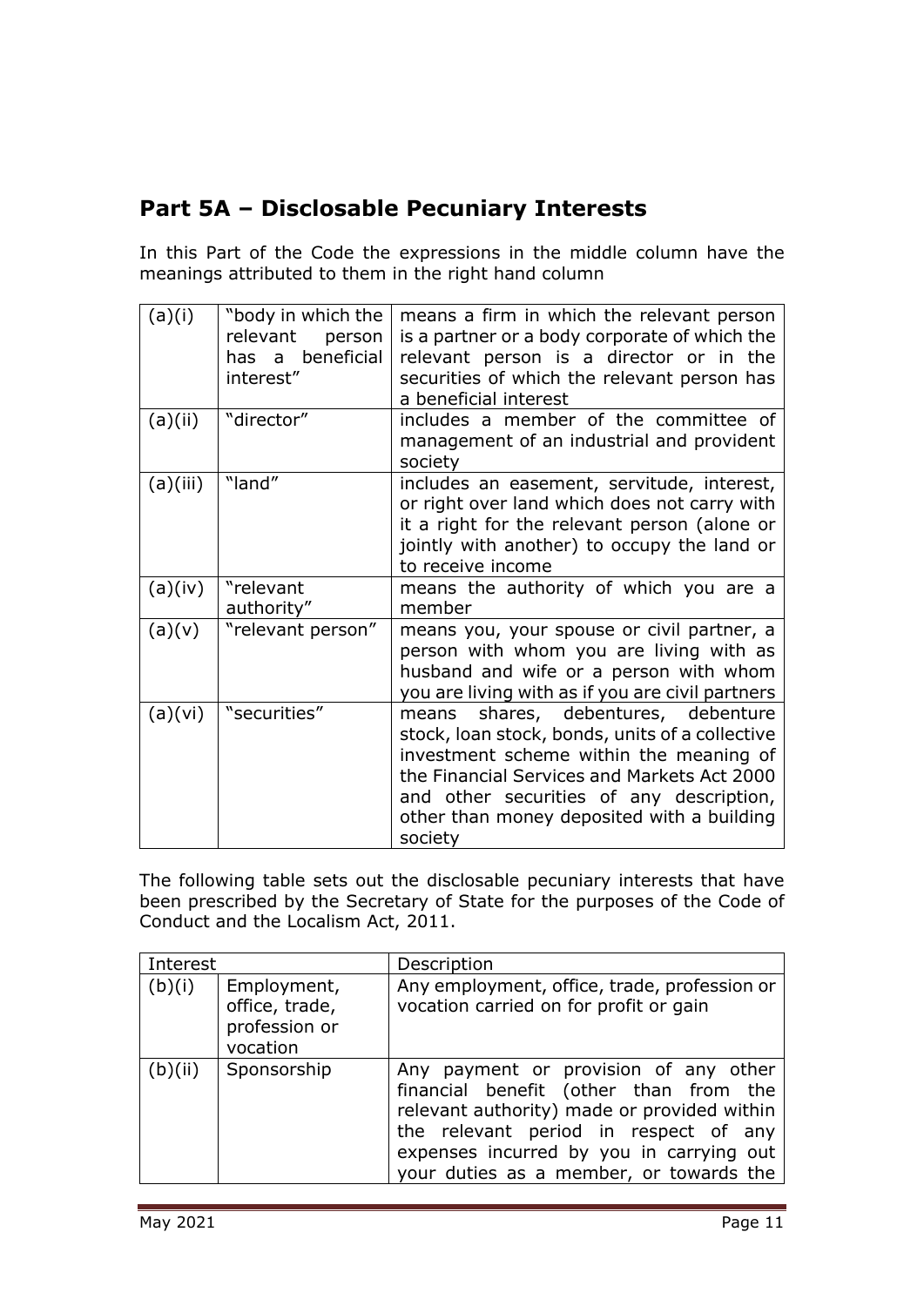## Part 5A – Disclosable Pecuniary Interests

In this Part of the Code the expressions in the middle column have the meanings attributed to them in the right hand column

| | | |
|---|---|---|
| (a)(i) | "body in which the relevant person has a beneficial interest" | means a firm in which the relevant person is a partner or a body corporate of which the relevant person is a director or in the securities of which the relevant person has a beneficial interest |
| (a)(ii) | "director" | includes a member of the committee of management of an industrial and provident society |
| (a)(iii) | "land" | includes an easement, servitude, interest, or right over land which does not carry with it a right for the relevant person (alone or jointly with another) to occupy the land or to receive income |
| (a)(iv) | "relevant authority" | means the authority of which you are a member |
| (a)(v) | "relevant person" | means you, your spouse or civil partner, a person with whom you are living with as husband and wife or a person with whom you are living with as if you are civil partners |
| (a)(vi) | "securities" | means shares, debentures, debenture stock, loan stock, bonds, units of a collective investment scheme within the meaning of the Financial Services and Markets Act 2000 and other securities of any description, other than money deposited with a building society |

The following table sets out the disclosable pecuniary interests that have been prescribed by the Secretary of State for the purposes of the Code of Conduct and the Localism Act, 2011.

| Interest | | Description |
|---|---|---|
| (b)(i) | Employment, office, trade, profession or vocation | Any employment, office, trade, profession or vocation carried on for profit or gain |
| (b)(ii) | Sponsorship | Any payment or provision of any other financial benefit (other than from the relevant authority) made or provided within the relevant period in respect of any expenses incurred by you in carrying out your duties as a member, or towards the |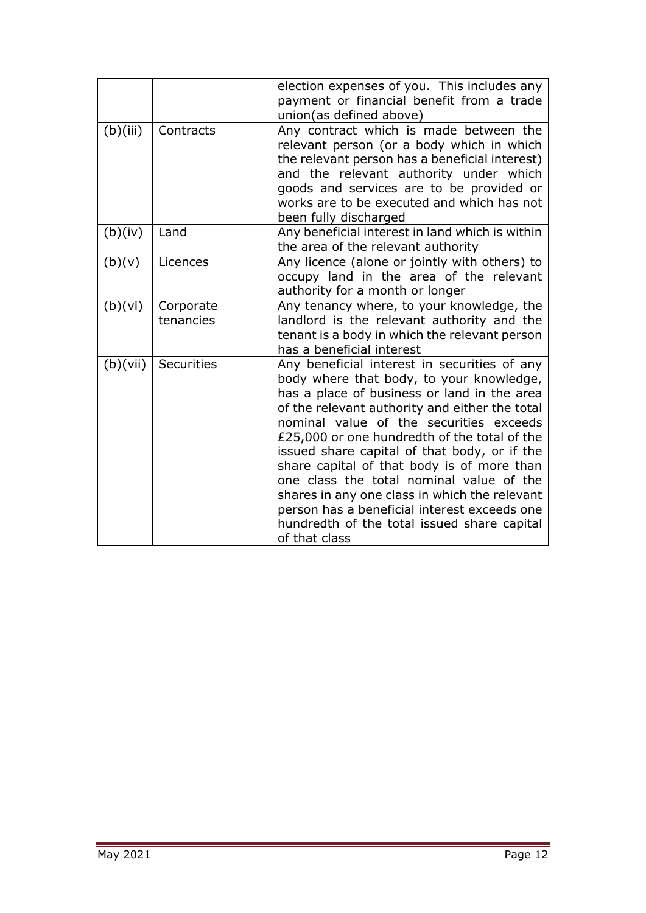| | | |
|---|---|---|
| | | election expenses of you. This includes any payment or financial benefit from a trade union(as defined above) |
| (b)(iii) | Contracts | Any contract which is made between the relevant person (or a body which in which the relevant person has a beneficial interest) and the relevant authority under which goods and services are to be provided or works are to be executed and which has not been fully discharged |
| (b)(iv) | Land | Any beneficial interest in land which is within the area of the relevant authority |
| (b)(v) | Licences | Any licence (alone or jointly with others) to occupy land in the area of the relevant authority for a month or longer |
| (b)(vi) | Corporate tenancies | Any tenancy where, to your knowledge, the landlord is the relevant authority and the tenant is a body in which the relevant person has a beneficial interest |
| (b)(vii) | Securities | Any beneficial interest in securities of any body where that body, to your knowledge, has a place of business or land in the area of the relevant authority and either the total nominal value of the securities exceeds £25,000 or one hundredth of the total of the issued share capital of that body, or if the share capital of that body is of more than one class the total nominal value of the shares in any one class in which the relevant person has a beneficial interest exceeds one hundredth of the total issued share capital of that class |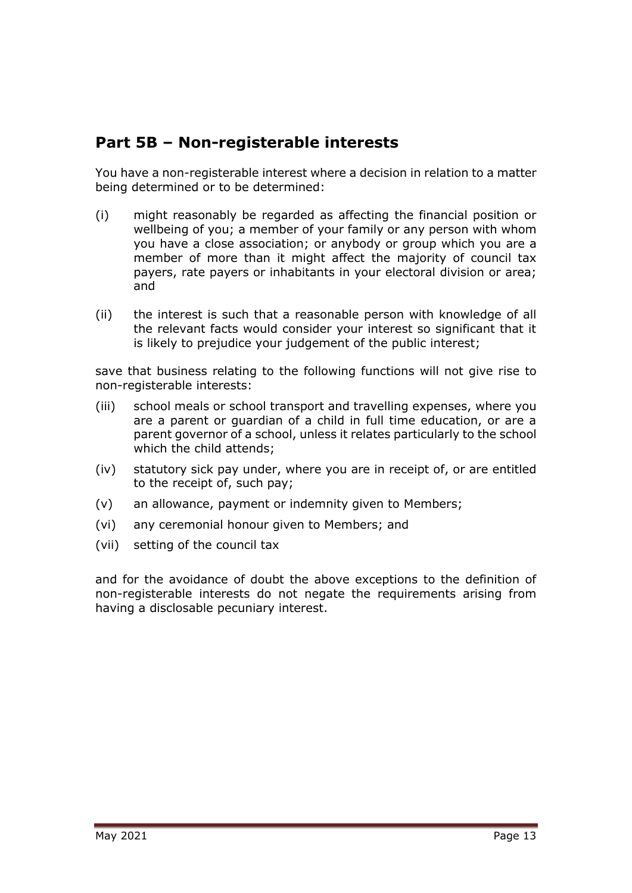## Part 5B – Non-registerable interests

You have a non-registerable interest where a decision in relation to a matter being determined or to be determined:

(i) might reasonably be regarded as affecting the financial position or wellbeing of you; a member of your family or any person with whom you have a close association; or anybody or group which you are a member of more than it might affect the majority of council tax payers, rate payers or inhabitants in your electoral division or area; and

(ii) the interest is such that a reasonable person with knowledge of all the relevant facts would consider your interest so significant that it is likely to prejudice your judgement of the public interest;

save that business relating to the following functions will not give rise to non-registerable interests:

(iii) school meals or school transport and travelling expenses, where you are a parent or guardian of a child in full time education, or are a parent governor of a school, unless it relates particularly to the school which the child attends;

(iv) statutory sick pay under, where you are in receipt of, or are entitled to the receipt of, such pay;

(v) an allowance, payment or indemnity given to Members;

(vi) any ceremonial honour given to Members; and

(vii) setting of the council tax

and for the avoidance of doubt the above exceptions to the definition of non-registerable interests do not negate the requirements arising from having a disclosable pecuniary interest.